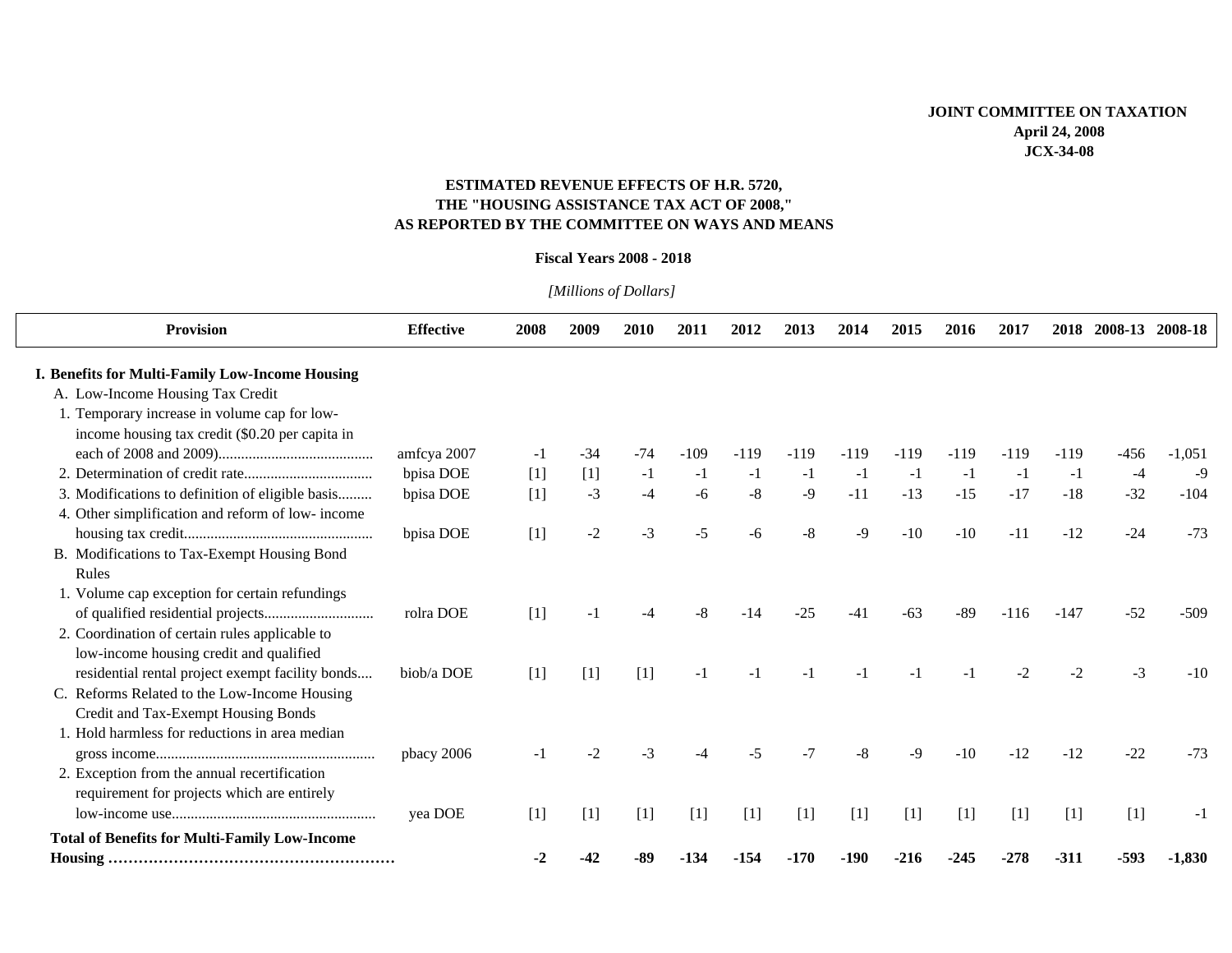**JOINT COMMITTEE ON TAXATION**
**April 24, 2008**
**JCX-34-08**

## ESTIMATED REVENUE EFFECTS OF H.R. 5720, THE "HOUSING ASSISTANCE TAX ACT OF 2008," AS REPORTED BY THE COMMITTEE ON WAYS AND MEANS

**Fiscal Years 2008 - 2018**

*[Millions of Dollars]*

| Provision | Effective | 2008 | 2009 | 2010 | 2011 | 2012 | 2013 | 2014 | 2015 | 2016 | 2017 | 2018 | 2008-13 | 2008-18 |
|---|---|---|---|---|---|---|---|---|---|---|---|---|---|---|
| **I. Benefits for Multi-Family Low-Income Housing** | | | | | | | | | | | | | | |
| A. Low-Income Housing Tax Credit | | | | | | | | | | | | | | |
| 1. Temporary increase in volume cap for low-income housing tax credit ($0.20 per capita in each of 2008 and 2009) | amfcya 2007 | -1 | -34 | -74 | -109 | -119 | -119 | -119 | -119 | -119 | -119 | -119 | -456 | -1,051 |
| 2. Determination of credit rate | bpisa DOE | [1] | [1] | -1 | -1 | -1 | -1 | -1 | -1 | -1 | -1 | -1 | -4 | -9 |
| 3. Modifications to definition of eligible basis | bpisa DOE | [1] | -3 | -4 | -6 | -8 | -9 | -11 | -13 | -15 | -17 | -18 | -32 | -104 |
| 4. Other simplification and reform of low- income housing tax credit | bpisa DOE | [1] | -2 | -3 | -5 | -6 | -8 | -9 | -10 | -10 | -11 | -12 | -24 | -73 |
| B. Modifications to Tax-Exempt Housing Bond Rules | | | | | | | | | | | | | | |
| 1. Volume cap exception for certain refundings of qualified residential projects | rolra DOE | [1] | -1 | -4 | -8 | -14 | -25 | -41 | -63 | -89 | -116 | -147 | -52 | -509 |
| 2. Coordination of certain rules applicable to low-income housing credit and qualified residential rental project exempt facility bonds | biob/a DOE | [1] | [1] | [1] | -1 | -1 | -1 | -1 | -1 | -1 | -2 | -2 | -3 | -10 |
| C. Reforms Related to the Low-Income Housing Credit and Tax-Exempt Housing Bonds | | | | | | | | | | | | | | |
| 1. Hold harmless for reductions in area median gross income | pbacy 2006 | -1 | -2 | -3 | -4 | -5 | -7 | -8 | -9 | -10 | -12 | -12 | -22 | -73 |
| 2. Exception from the annual recertification requirement for projects which are entirely low-income use | yea DOE | [1] | [1] | [1] | [1] | [1] | [1] | [1] | [1] | [1] | [1] | [1] | [1] | -1 |
| **Total of Benefits for Multi-Family Low-Income Housing** | | **-2** | **-42** | **-89** | **-134** | **-154** | **-170** | **-190** | **-216** | **-245** | **-278** | **-311** | **-593** | **-1,830** |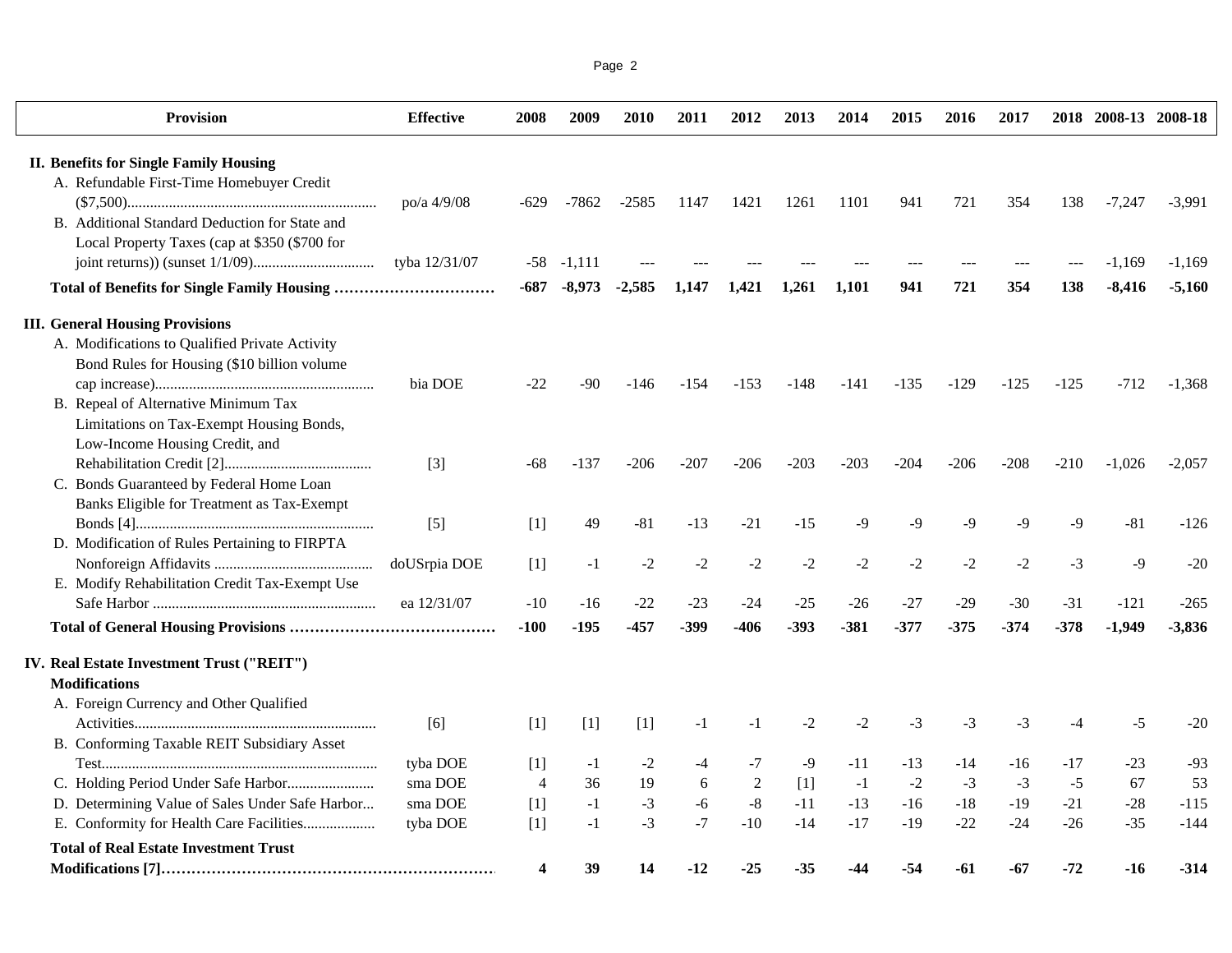| Provision | Effective | 2008 | 2009 | 2010 | 2011 | 2012 | 2013 | 2014 | 2015 | 2016 | 2017 | 2018 | 2008-13 | 2008-18 |
|---|---|---|---|---|---|---|---|---|---|---|---|---|---|---|
| **II. Benefits for Single Family Housing** | | | | | | | | | | | | | | |
| A. Refundable First-Time Homebuyer Credit ($7,500)................................................................ | po/a 4/9/08 | -629 | -7862 | -2585 | 1147 | 1421 | 1261 | 1101 | 941 | 721 | 354 | 138 | -7,247 | -3,991 |
| B. Additional Standard Deduction for State and Local Property Taxes (cap at $350 ($700 for joint returns)) (sunset 1/1/09)................................ | tyba 12/31/07 | -58 | -1,111 | --- | --- | --- | --- | --- | --- | --- | --- | --- | -1,169 | -1,169 |
| **Total of Benefits for Single Family Housing ................................** | | **-687** | **-8,973** | **-2,585** | **1,147** | **1,421** | **1,261** | **1,101** | **941** | **721** | **354** | **138** | **-8,416** | **-5,160** |
| **III. General Housing Provisions** | | | | | | | | | | | | | | |
| A. Modifications to Qualified Private Activity Bond Rules for Housing ($10 billion volume cap increase).......................................................... | bia DOE | -22 | -90 | -146 | -154 | -153 | -148 | -141 | -135 | -129 | -125 | -125 | -712 | -1,368 |
| B. Repeal of Alternative Minimum Tax Limitations on Tax-Exempt Housing Bonds, Low-Income Housing Credit, and Rehabilitation Credit [2]...................................... | [3] | -68 | -137 | -206 | -207 | -206 | -203 | -203 | -204 | -206 | -208 | -210 | -1,026 | -2,057 |
| C. Bonds Guaranteed by Federal Home Loan Banks Eligible for Treatment as Tax-Exempt Bonds [4].............................................................. | [5] | [1] | 49 | -81 | -13 | -21 | -15 | -9 | -9 | -9 | -9 | -9 | -81 | -126 |
| D. Modification of Rules Pertaining to FIRPTA Nonforeign Affidavits .......................................... | doUSrpia DOE | [1] | -1 | -2 | -2 | -2 | -2 | -2 | -2 | -2 | -2 | -3 | -9 | -20 |
| E. Modify Rehabilitation Credit Tax-Exempt Use Safe Harbor .......................................................... | ea 12/31/07 | -10 | -16 | -22 | -23 | -24 | -25 | -26 | -27 | -29 | -30 | -31 | -121 | -265 |
| **Total of General Housing Provisions ........................................** | | **-100** | **-195** | **-457** | **-399** | **-406** | **-393** | **-381** | **-377** | **-375** | **-374** | **-378** | **-1,949** | **-3,836** |
| **IV. Real Estate Investment Trust ("REIT") Modifications** | | | | | | | | | | | | | | |
| A. Foreign Currency and Other Qualified Activities............................................................... | [6] | [1] | [1] | [1] | -1 | -1 | -2 | -2 | -3 | -3 | -3 | -4 | -5 | -20 |
| B. Conforming Taxable REIT Subsidiary Asset Test......................................................................... | tyba DOE | [1] | -1 | -2 | -4 | -7 | -9 | -11 | -13 | -14 | -16 | -17 | -23 | -93 |
| C. Holding Period Under Safe Harbor....................... | sma DOE | 4 | 36 | 19 | 6 | 2 | [1] | -1 | -2 | -3 | -3 | -5 | 67 | 53 |
| D. Determining Value of Sales Under Safe Harbor... | sma DOE | [1] | -1 | -3 | -6 | -8 | -11 | -13 | -16 | -18 | -19 | -21 | -28 | -115 |
| E. Conformity for Health Care Facilities................... | tyba DOE | [1] | -1 | -3 | -7 | -10 | -14 | -17 | -19 | -22 | -24 | -26 | -35 | -144 |
| **Total of Real Estate Investment Trust Modifications [7]..................................................................** | | **4** | **39** | **14** | **-12** | **-25** | **-35** | **-44** | **-54** | **-61** | **-67** | **-72** | **-16** | **-314** |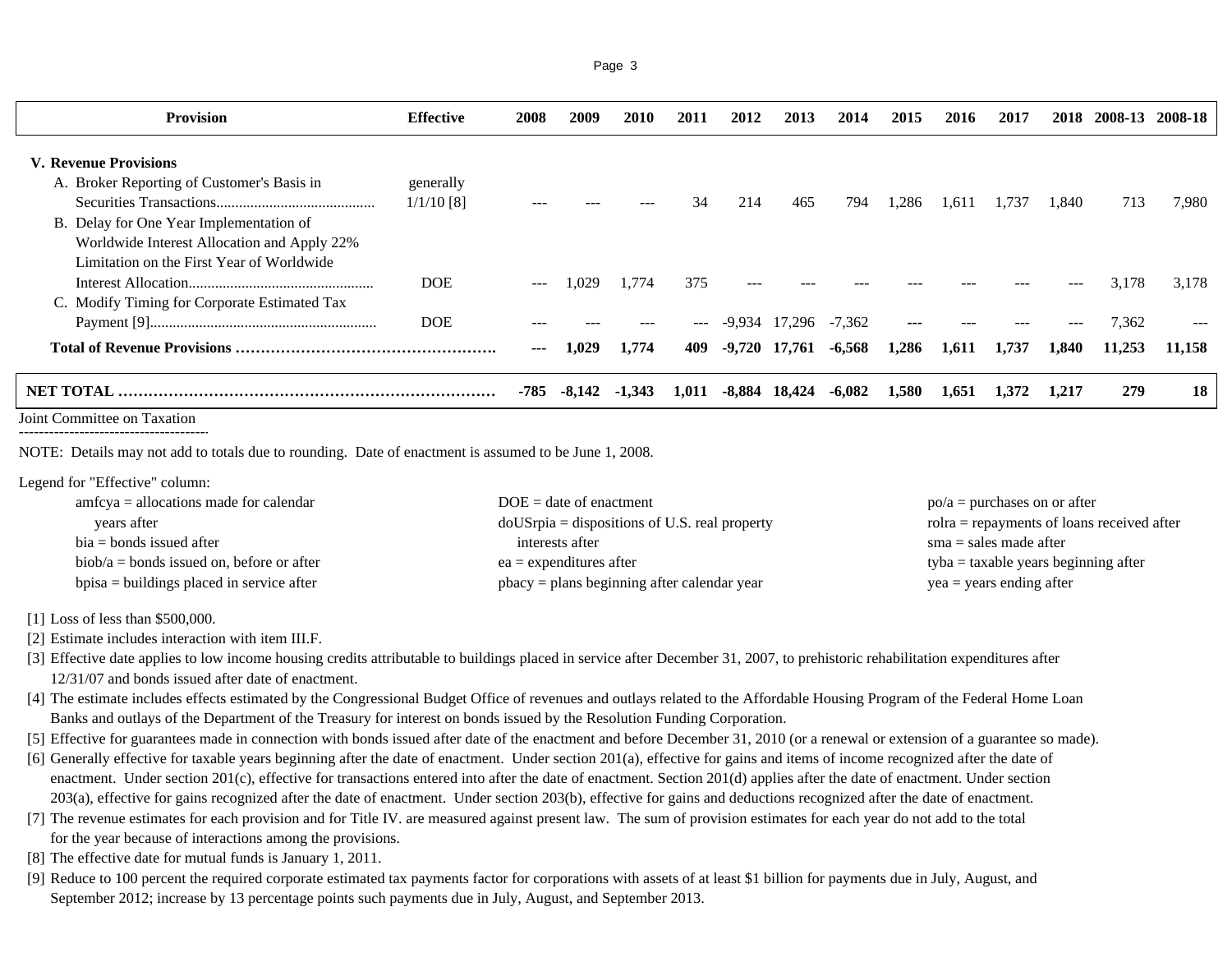| Provision | Effective | 2008 | 2009 | 2010 | 2011 | 2012 | 2013 | 2014 | 2015 | 2016 | 2017 | 2018 | 2008-13 | 2008-18 |
|---|---|---|---|---|---|---|---|---|---|---|---|---|---|---|
| **V. Revenue Provisions** | | | | | | | | | | | | | | |
| A. Broker Reporting of Customer's Basis in Securities Transactions | generally 1/1/10 [8] | --- | --- | --- | 34 | 214 | 465 | 794 | 1,286 | 1,611 | 1,737 | 1,840 | 713 | 7,980 |
| B. Delay for One Year Implementation of Worldwide Interest Allocation and Apply 22% Limitation on the First Year of Worldwide Interest Allocation | DOE | --- | 1,029 | 1,774 | 375 | --- | --- | --- | --- | --- | --- | --- | 3,178 | 3,178 |
| C. Modify Timing for Corporate Estimated Tax Payment [9] | DOE | --- | --- | --- | --- | -9,934 | 17,296 | -7,362 | --- | --- | --- | --- | 7,362 | --- |
| **Total of Revenue Provisions** | | **---** | **1,029** | **1,774** | **409** | **-9,720** | **17,761** | **-6,568** | **1,286** | **1,611** | **1,737** | **1,840** | **11,253** | **11,158** |
| **NET TOTAL** | | **-785** | **-8,142** | **-1,343** | **1,011** | **-8,884** | **18,424** | **-6,082** | **1,580** | **1,651** | **1,372** | **1,217** | **279** | **18** |

Joint Committee on Taxation

NOTE: Details may not add to totals due to rounding. Date of enactment is assumed to be June 1, 2008.

Legend for "Effective" column:

amfcya = allocations made for calendar years after
bia = bonds issued after
biob/a = bonds issued on, before or after
bpisa = buildings placed in service after
DOE = date of enactment
doUSrpia = dispositions of U.S. real property interests after
ea = expenditures after
pbacy = plans beginning after calendar year
po/a = purchases on or after
rolra = repayments of loans received after
sma = sales made after
tyba = taxable years beginning after
yea = years ending after

[1] Loss of less than $500,000.

[2] Estimate includes interaction with item III.F.

[3] Effective date applies to low income housing credits attributable to buildings placed in service after December 31, 2007, to prehistoric rehabilitation expenditures after 12/31/07 and bonds issued after date of enactment.

[4] The estimate includes effects estimated by the Congressional Budget Office of revenues and outlays related to the Affordable Housing Program of the Federal Home Loan Banks and outlays of the Department of the Treasury for interest on bonds issued by the Resolution Funding Corporation.

[5] Effective for guarantees made in connection with bonds issued after date of the enactment and before December 31, 2010 (or a renewal or extension of a guarantee so made).

[6] Generally effective for taxable years beginning after the date of enactment. Under section 201(a), effective for gains and items of income recognized after the date of enactment. Under section 201(c), effective for transactions entered into after the date of enactment. Section 201(d) applies after the date of enactment. Under section 203(a), effective for gains recognized after the date of enactment. Under section 203(b), effective for gains and deductions recognized after the date of enactment.

[7] The revenue estimates for each provision and for Title IV. are measured against present law. The sum of provision estimates for each year do not add to the total for the year because of interactions among the provisions.

[8] The effective date for mutual funds is January 1, 2011.

[9] Reduce to 100 percent the required corporate estimated tax payments factor for corporations with assets of at least $1 billion for payments due in July, August, and September 2012; increase by 13 percentage points such payments due in July, August, and September 2013.